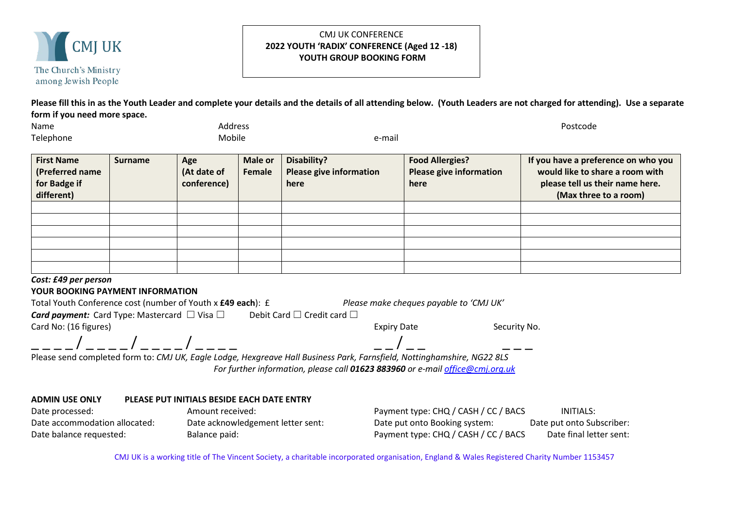CMJ UK

The Church's Ministry among Jewish People

CMJ UK CONFERENCE
**2022 YOUTH 'RADIX' CONFERENCE (Aged 12 -18)**
**YOUTH GROUP BOOKING FORM**

**Please fill this in as the Youth Leader and complete your details and the details of all attending below. (Youth Leaders are not charged for attending). Use a separate form if you need more space.**

Name Address Postcode
Telephone Mobile e-mail

| First Name (Preferred name for Badge if different) | Surname | Age (At date of conference) | Male or Female | Disability? Please give information here | Food Allergies? Please give information here | If you have a preference on who you would like to share a room with please tell us their name here. (Max three to a room) |
|---|---|---|---|---|---|---|
| | | | | | | |
| | | | | | | |
| | | | | | | |
| | | | | | | |
| | | | | | | |
| | | | | | | |

***Cost: £49 per person***

**YOUR BOOKING PAYMENT INFORMATION**

Total Youth Conference cost (number of Youth x **£49 each**): £ *Please make cheques payable to 'CMJ UK'*

***Card payment:*** Card Type: Mastercard ☐ Visa ☐ Debit Card ☐ Credit card ☐

Card No: (16 figures) Expiry Date Security No.

_ _ _ _ / _ _ _ _ / _ _ _ _ / _ _ _ _ _ _ / _ _ _ _ _

Please send completed form to: *CMJ UK, Eagle Lodge, Hexgreave Hall Business Park, Farnsfield, Nottinghamshire, NG22 8LS*

*For further information, please call **01623 883960** or e-mail office@cmj.org.uk*

**ADMIN USE ONLY** **PLEASE PUT INITIALS BESIDE EACH DATE ENTRY**

Date processed: Amount received: Payment type: CHQ / CASH / CC / BACS INITIALS:
Date accommodation allocated: Date acknowledgement letter sent: Date put onto Booking system: Date put onto Subscriber:
Date balance requested: Balance paid: Payment type: CHQ / CASH / CC / BACS Date final letter sent:

CMJ UK is a working title of The Vincent Society, a charitable incorporated organisation, England & Wales Registered Charity Number 1153457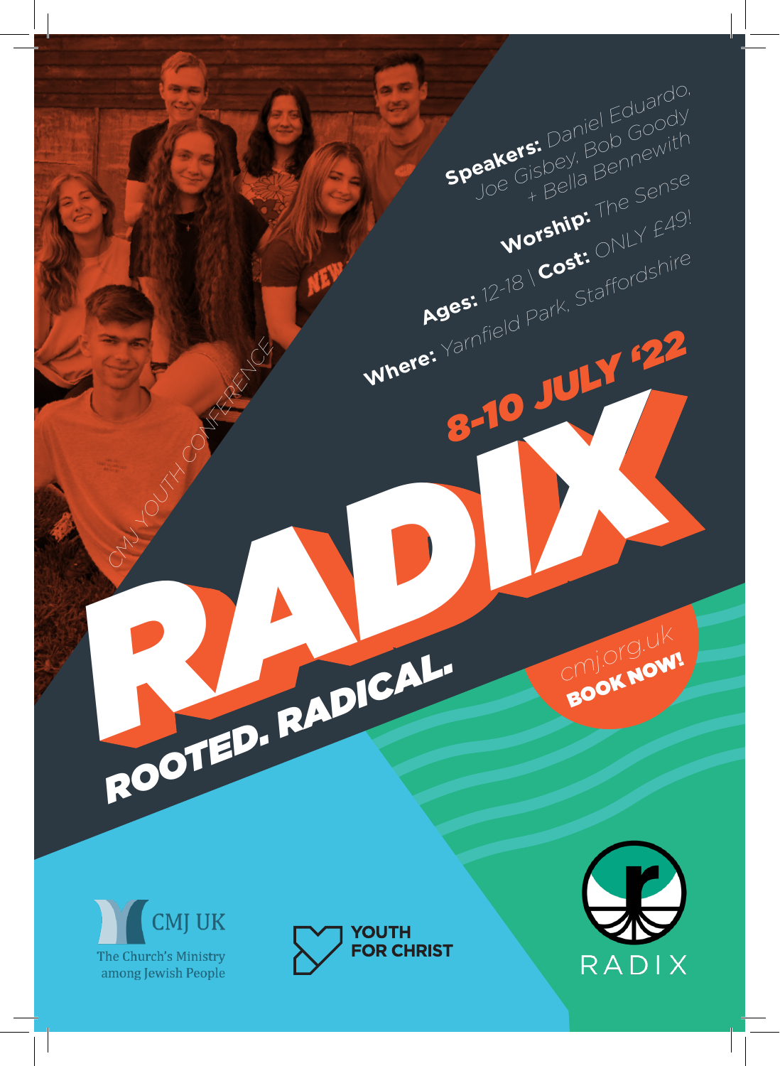CMJ YOUTH CONFERENCE

**Speakers:** *Daniel Eduardo, Joe Gisbey, Bob Goody + Bella Bennewith*

**Worship:** *The Sense*

**Ages:** *12-18* | **Cost:** *ONLY £49!*

**Where:** *Yarnfield Park, Staffordshire*

## 8-10 JULY '22

# RADIX

**ROOTED. RADICAL.**

cmj.org.uk

**BOOK NOW!**

CMJ UK
The Church's Ministry among Jewish People

YOUTH FOR CHRIST

RADIX